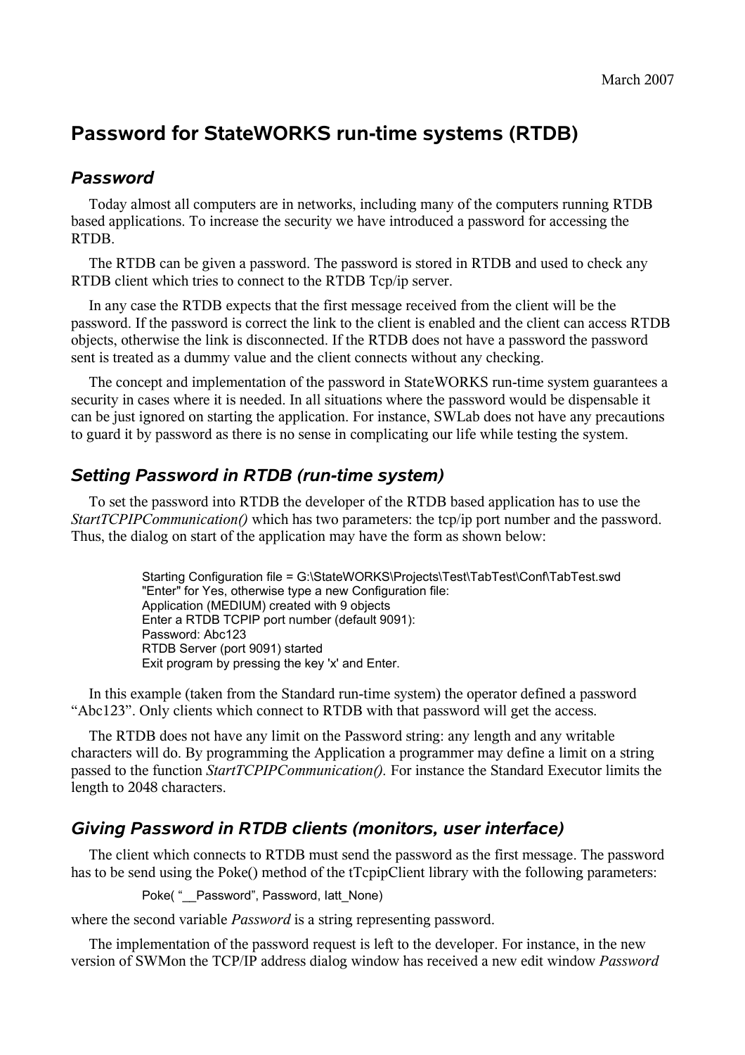March 2007

# Password for StateWORKS run-time systems (RTDB)

## *Password*

Today almost all computers are in networks, including many of the computers running RTDB based applications. To increase the security we have introduced a password for accessing the RTDB.

The RTDB can be given a password. The password is stored in RTDB and used to check any RTDB client which tries to connect to the RTDB Tcp/ip server.

In any case the RTDB expects that the first message received from the client will be the password. If the password is correct the link to the client is enabled and the client can access RTDB objects, otherwise the link is disconnected. If the RTDB does not have a password the password sent is treated as a dummy value and the client connects without any checking.

The concept and implementation of the password in StateWORKS run-time system guarantees a security in cases where it is needed. In all situations where the password would be dispensable it can be just ignored on starting the application. For instance, SWLab does not have any precautions to guard it by password as there is no sense in complicating our life while testing the system.

## *Setting Password in RTDB (run-time system)*

To set the password into RTDB the developer of the RTDB based application has to use the *StartTCPIPCommunication()* which has two parameters: the tcp/ip port number and the password. Thus, the dialog on start of the application may have the form as shown below:

```
Starting Configuration file = G:\StateWORKS\Projects\Test\TabTest\Conf\TabTest.swd
"Enter" for Yes, otherwise type a new Configuration file:
Application (MEDIUM) created with 9 objects
Enter a RTDB TCPIP port number (default 9091):
Password: Abc123
RTDB Server (port 9091) started
Exit program by pressing the key 'x' and Enter.
```

In this example (taken from the Standard run-time system) the operator defined a password “Abc123”. Only clients which connect to RTDB with that password will get the access.

The RTDB does not have any limit on the Password string: any length and any writable characters will do. By programming the Application a programmer may define a limit on a string passed to the function *StartTCPIPCommunication().* For instance the Standard Executor limits the length to 2048 characters.

## *Giving Password in RTDB clients (monitors, user interface)*

The client which connects to RTDB must send the password as the first message. The password has to be send using the Poke() method of the tTcpipClient library with the following parameters:

```
Poke( "__Password", Password, Iatt_None)
```

where the second variable *Password* is a string representing password.

The implementation of the password request is left to the developer. For instance, in the new version of SWMon the TCP/IP address dialog window has received a new edit window *Password*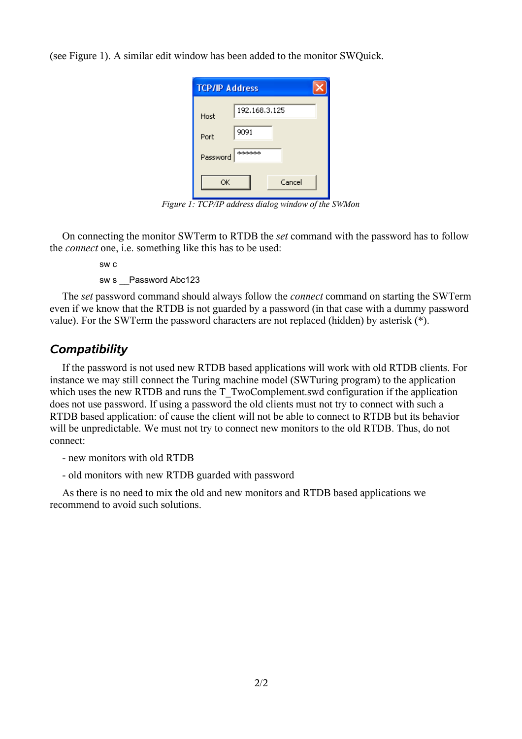(see Figure 1). A similar edit window has been added to the monitor SWQuick.

TCP/IP Address

Host 192.168.3.125

Port 9091

Password ******

OK Cancel

*Figure 1: TCP/IP address dialog window of the SWMon*

On connecting the monitor SWTerm to RTDB the *set* command with the password has to follow the *connect* one, i.e. something like this has to be used:

```
sw c
sw s __Password Abc123
```

The *set* password command should always follow the *connect* command on starting the SWTerm even if we know that the RTDB is not guarded by a password (in that case with a dummy password value). For the SWTerm the password characters are not replaced (hidden) by asterisk (*).

## Compatibility

If the password is not used new RTDB based applications will work with old RTDB clients. For instance we may still connect the Turing machine model (SWTuring program) to the application which uses the new RTDB and runs the T_TwoComplement.swd configuration if the application does not use password. If using a password the old clients must not try to connect with such a RTDB based application: of cause the client will not be able to connect to RTDB but its behavior will be unpredictable. We must not try to connect new monitors to the old RTDB. Thus, do not connect:

- new monitors with old RTDB
- old monitors with new RTDB guarded with password

As there is no need to mix the old and new monitors and RTDB based applications we recommend to avoid such solutions.